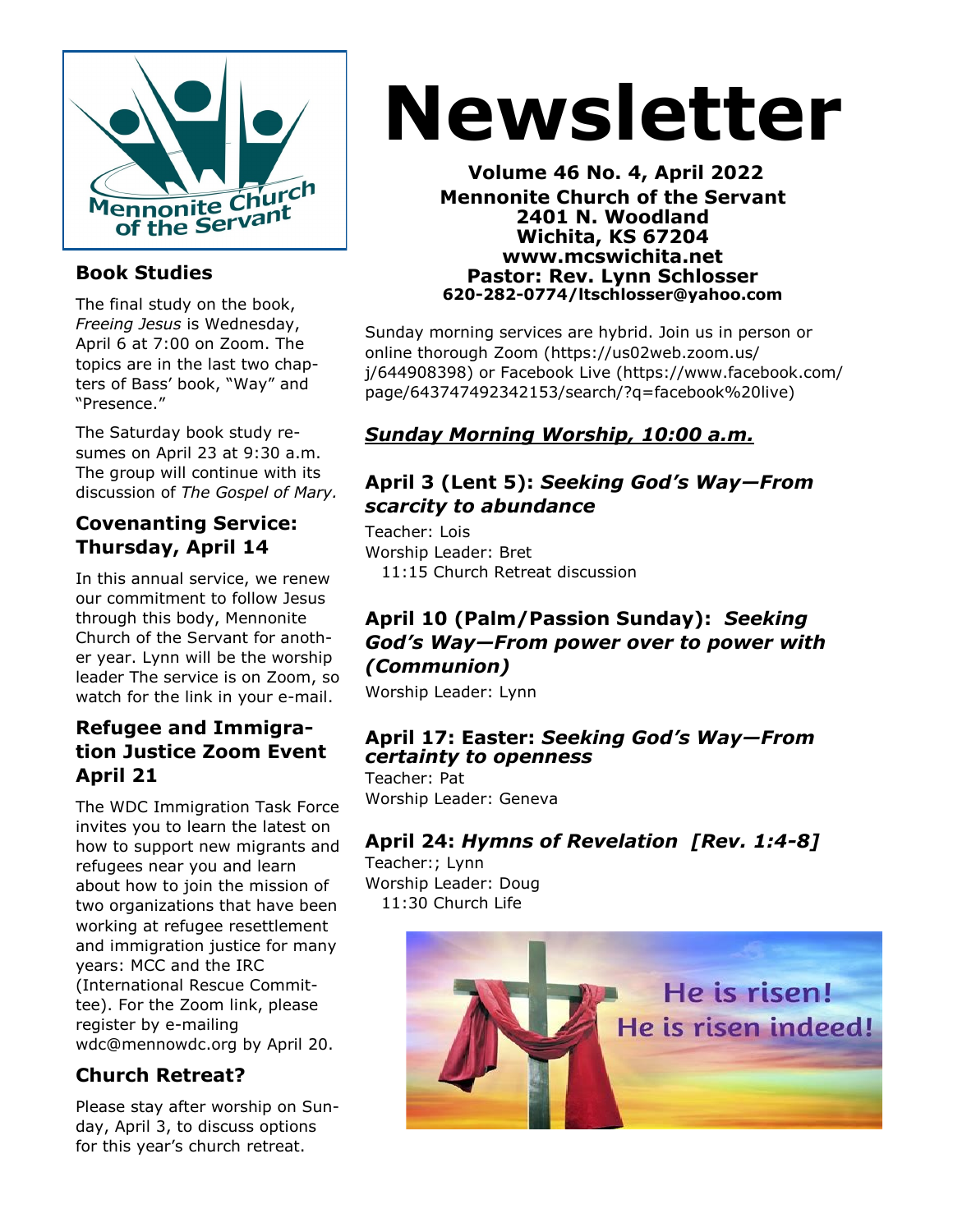# Newsletter

**Volume 46 No. 4, April 2022**
**Mennonite Church of the Servant**
**2401 N. Woodland**
**Wichita, KS 67204**
**www.mcswichita.net**
**Pastor: Rev. Lynn Schlosser**
**620-282-0774/ltschlosser@yahoo.com**

Sunday morning services are hybrid. Join us in person or online thorough Zoom (https://us02web.zoom.us/j/644908398) or Facebook Live (https://www.facebook.com/page/643747492342153/search/?q=facebook%20live)

## *Sunday Morning Worship, 10:00 a.m.*

### April 3 (Lent 5): *Seeking God's Way—From scarcity to abundance*

Teacher: Lois
Worship Leader: Bret
11:15 Church Retreat discussion

### April 10 (Palm/Passion Sunday): *Seeking God's Way—From power over to power with (Communion)*

Worship Leader: Lynn

### April 17: Easter: *Seeking God's Way—From certainty to openness*

Teacher: Pat
Worship Leader: Geneva

### April 24: *Hymns of Revelation [Rev. 1:4-8]*

Teacher:; Lynn
Worship Leader: Doug
11:30 Church Life

He is risen!
He is risen indeed!

## Book Studies

The final study on the book, *Freeing Jesus* is Wednesday, April 6 at 7:00 on Zoom. The topics are in the last two chapters of Bass' book, "Way" and "Presence."

The Saturday book study resumes on April 23 at 9:30 a.m. The group will continue with its discussion of *The Gospel of Mary.*

## Covenanting Service: Thursday, April 14

In this annual service, we renew our commitment to follow Jesus through this body, Mennonite Church of the Servant for another year. Lynn will be the worship leader The service is on Zoom, so watch for the link in your e-mail.

## Refugee and Immigration Justice Zoom Event April 21

The WDC Immigration Task Force invites you to learn the latest on how to support new migrants and refugees near you and learn about how to join the mission of two organizations that have been working at refugee resettlement and immigration justice for many years: MCC and the IRC (International Rescue Committee). For the Zoom link, please register by e-mailing wdc@mennowdc.org by April 20.

## Church Retreat?

Please stay after worship on Sunday, April 3, to discuss options for this year's church retreat.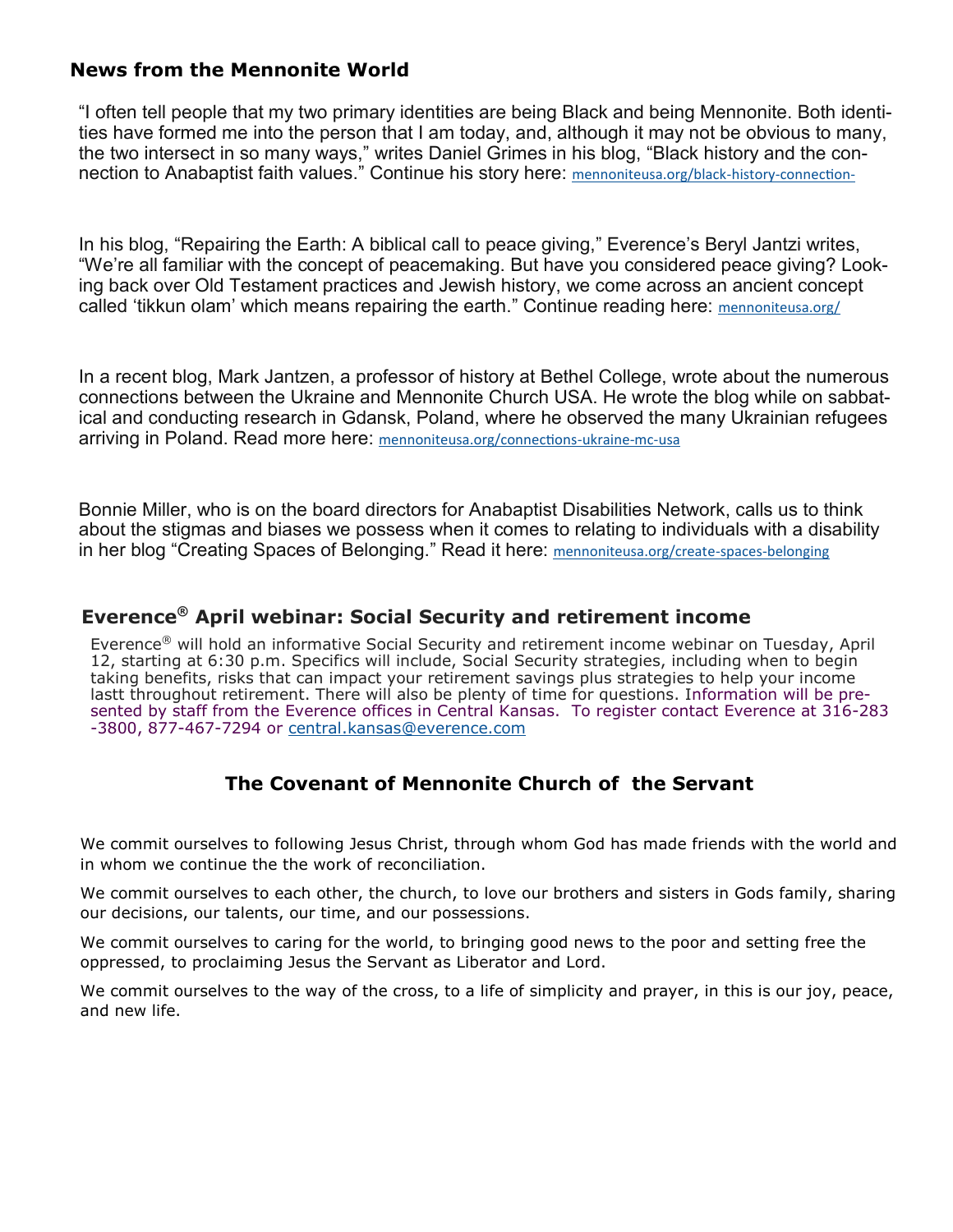## News from the Mennonite World

"I often tell people that my two primary identities are being Black and being Mennonite. Both identities have formed me into the person that I am today, and, although it may not be obvious to many, the two intersect in so many ways," writes Daniel Grimes in his blog, "Black history and the connection to Anabaptist faith values." Continue his story here: mennoniteusa.org/black-history-connection-

In his blog, "Repairing the Earth: A biblical call to peace giving," Everence's Beryl Jantzi writes, "We're all familiar with the concept of peacemaking. But have you considered peace giving? Looking back over Old Testament practices and Jewish history, we come across an ancient concept called 'tikkun olam' which means repairing the earth." Continue reading here: mennoniteusa.org/

In a recent blog, Mark Jantzen, a professor of history at Bethel College, wrote about the numerous connections between the Ukraine and Mennonite Church USA. He wrote the blog while on sabbatical and conducting research in Gdansk, Poland, where he observed the many Ukrainian refugees arriving in Poland. Read more here: mennoniteusa.org/connections-ukraine-mc-usa

Bonnie Miller, who is on the board directors for Anabaptist Disabilities Network, calls us to think about the stigmas and biases we possess when it comes to relating to individuals with a disability in her blog "Creating Spaces of Belonging." Read it here: mennoniteusa.org/create-spaces-belonging

## Everence® April webinar: Social Security and retirement income

Everence® will hold an informative Social Security and retirement income webinar on Tuesday, April 12, starting at 6:30 p.m. Specifics will include, Social Security strategies, including when to begin taking benefits, risks that can impact your retirement savings plus strategies to help your income lastt throughout retirement. There will also be plenty of time for questions. Information will be presented by staff from the Everence offices in Central Kansas. To register contact Everence at 316-283-3800, 877-467-7294 or central.kansas@everence.com

## The Covenant of Mennonite Church of the Servant

We commit ourselves to following Jesus Christ, through whom God has made friends with the world and in whom we continue the the work of reconciliation.

We commit ourselves to each other, the church, to love our brothers and sisters in Gods family, sharing our decisions, our talents, our time, and our possessions.

We commit ourselves to caring for the world, to bringing good news to the poor and setting free the oppressed, to proclaiming Jesus the Servant as Liberator and Lord.

We commit ourselves to the way of the cross, to a life of simplicity and prayer, in this is our joy, peace, and new life.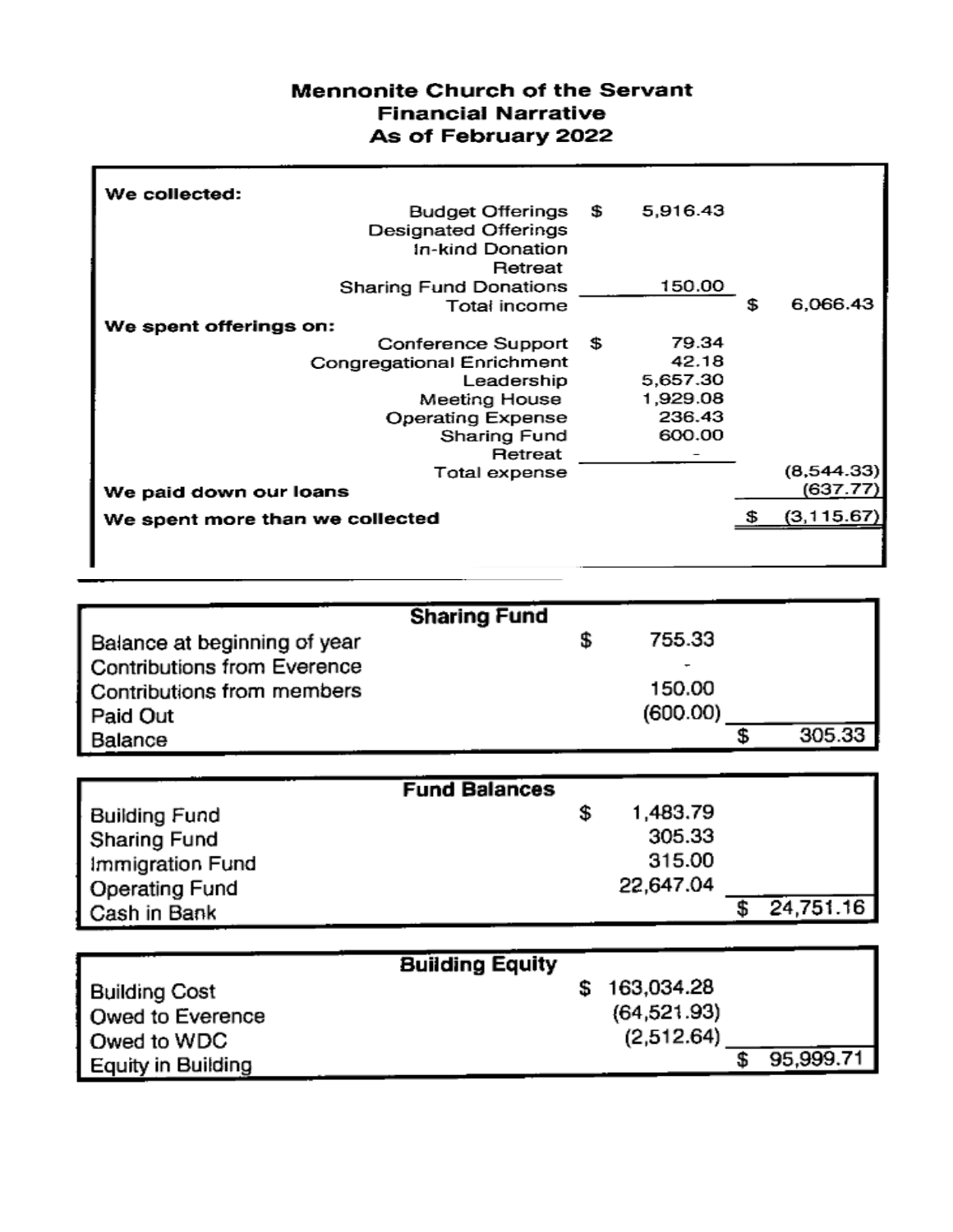# Mennonite Church of the Servant
## Financial Narrative
### As of February 2022

| | | | |
|---|---|---|---|
| **We collected:** | | | |
| | Budget Offerings | $ 5,916.43 | |
| | Designated Offerings | | |
| | In-kind Donation | | |
| | Retreat | | |
| | Sharing Fund Donations | 150.00 | |
| | Total income | | $ 6,066.43 |
| **We spent offerings on:** | | | |
| | Conference Support | $ 79.34 | |
| | Congregational Enrichment | 42.18 | |
| | Leadership | 5,657.30 | |
| | Meeting House | 1,929.08 | |
| | Operating Expense | 236.43 | |
| | Sharing Fund | 600.00 | |
| | Retreat | - | |
| | Total expense | | (8,544.33) |
| **We paid down our loans** | | | (637.77) |
| **We spent more than we collected** | | | $ (3,115.67) |

| Sharing Fund | | |
|---|---|---|
| Balance at beginning of year | $ 755.33 | |
| Contributions from Everence | - | |
| Contributions from members | 150.00 | |
| Paid Out | (600.00) | |
| Balance | | $ 305.33 |

| Fund Balances | | |
|---|---|---|
| Building Fund | $ 1,483.79 | |
| Sharing Fund | 305.33 | |
| Immigration Fund | 315.00 | |
| Operating Fund | 22,647.04 | |
| Cash in Bank | | $ 24,751.16 |

| Building Equity | | |
|---|---|---|
| Building Cost | $ 163,034.28 | |
| Owed to Everence | (64,521.93) | |
| Owed to WDC | (2,512.64) | |
| Equity in Building | | $ 95,999.71 |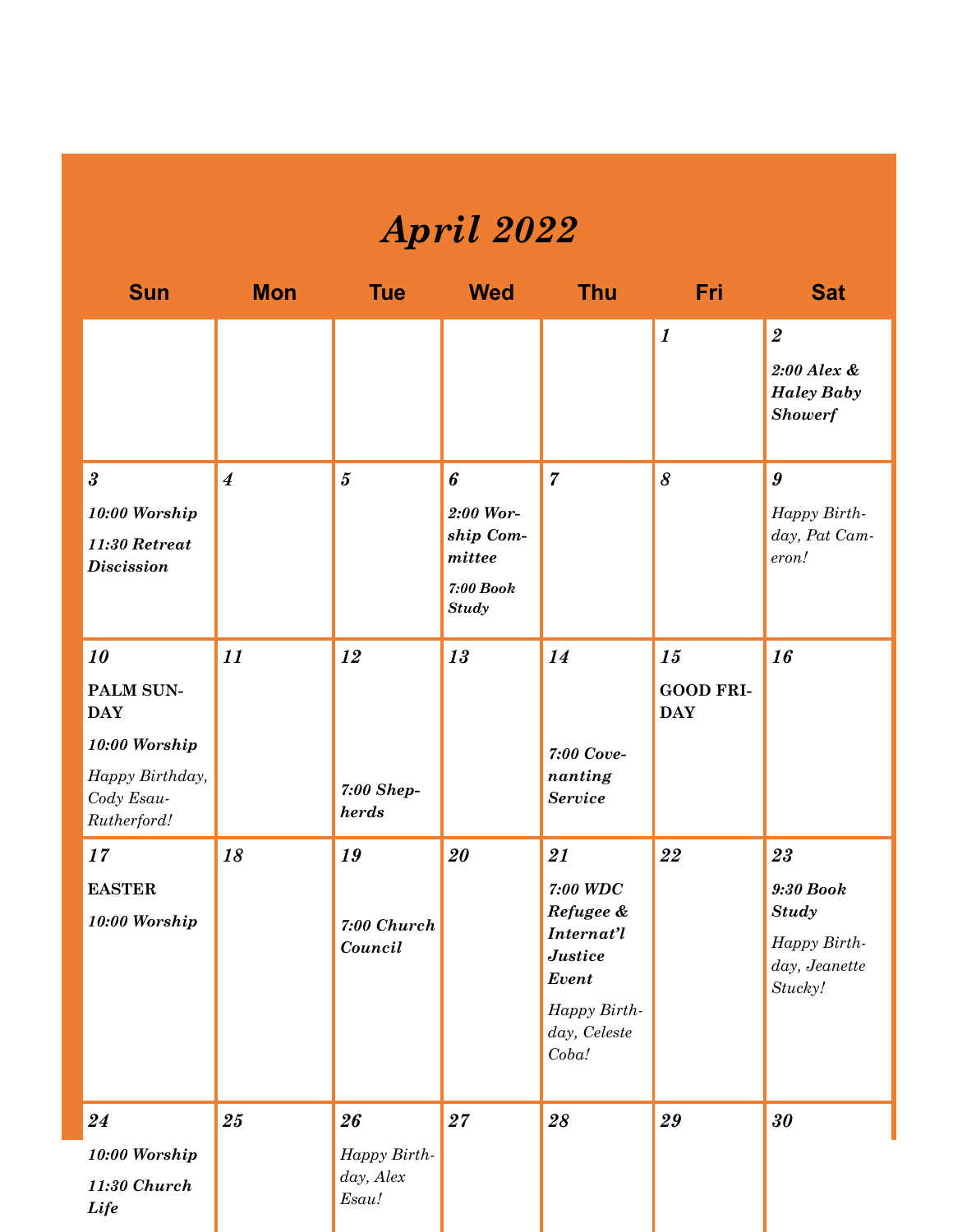# *April 2022*

| Sun | Mon | Tue | Wed | Thu | Fri | Sat |
|---|---|---|---|---|---|---|
| | | | | | ***1*** | ***2*** ***2:00 Alex & Haley Baby Showerf*** |
| ***3*** ***10:00 Worship*** ***11:30 Retreat Discission*** | ***4*** | ***5*** | ***6*** ***2:00 Worship Committee*** ***7:00 Book Study*** | ***7*** | ***8*** | ***9*** *Happy Birthday, Pat Cameron!* |
| ***10*** **PALM SUNDAY** ***10:00 Worship*** *Happy Birthday, Cody Esau-Rutherford!* | ***11*** | ***12*** ***7:00 Shepherds*** | ***13*** | ***14*** ***7:00 Covenanting Service*** | ***15*** **GOOD FRIDAY** | ***16*** |
| ***17*** **EASTER** ***10:00 Worship*** | ***18*** | ***19*** ***7:00 Church Council*** | ***20*** | ***21*** ***7:00 WDC Refugee & Internat'l Justice Event*** *Happy Birthday, Celeste Coba!* | ***22*** | ***23*** ***9:30 Book Study*** *Happy Birthday, Jeanette Stucky!* |
| ***24*** ***10:00 Worship*** ***11:30 Church Life*** | ***25*** | ***26*** *Happy Birthday, Alex Esau!* | ***27*** | ***28*** | ***29*** | ***30*** |